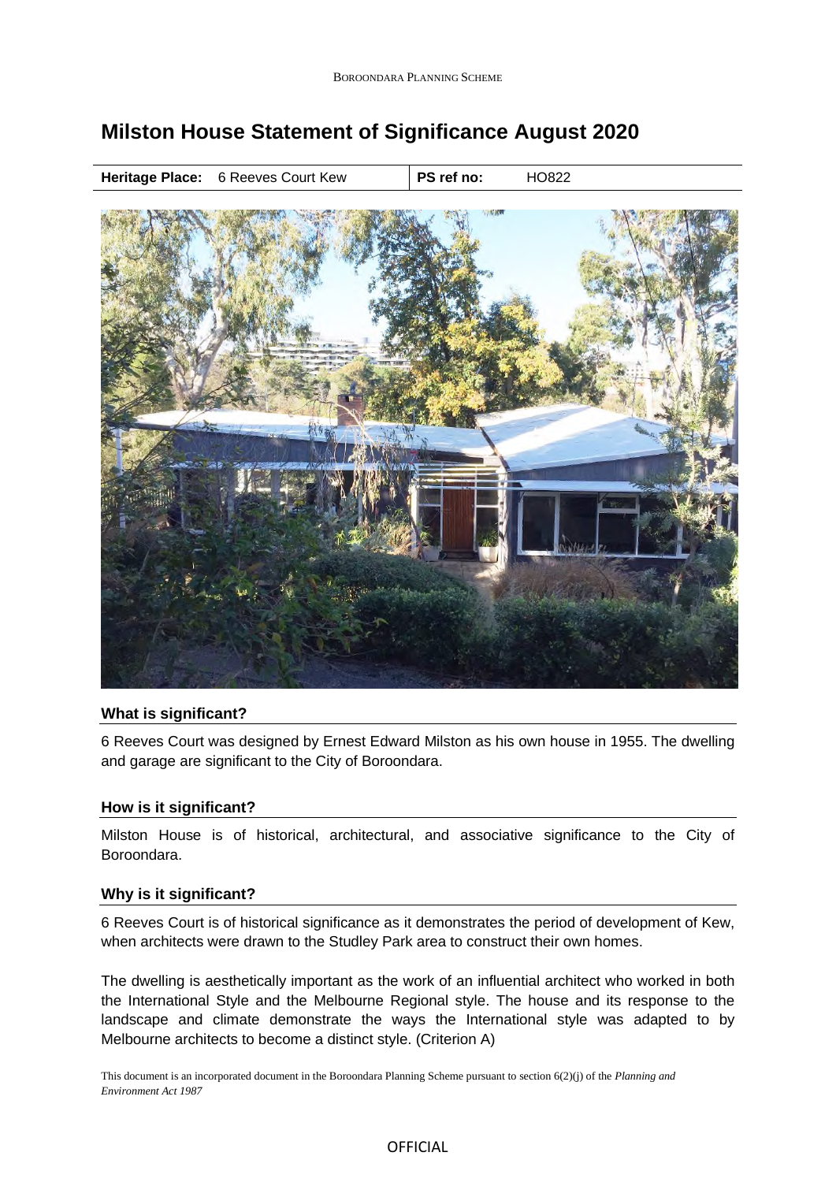# Milston House Statement of Significance August 2020

| **Heritage Place:** 6 Reeves Court Kew | **PS ref no:** HO822 |
|---|---|

### What is significant?

6 Reeves Court was designed by Ernest Edward Milston as his own house in 1955. The dwelling and garage are significant to the City of Boroondara.

### How is it significant?

Milston House is of historical, architectural, and associative significance to the City of Boroondara.

### Why is it significant?

6 Reeves Court is of historical significance as it demonstrates the period of development of Kew, when architects were drawn to the Studley Park area to construct their own homes.

The dwelling is aesthetically important as the work of an influential architect who worked in both the International Style and the Melbourne Regional style. The house and its response to the landscape and climate demonstrate the ways the International style was adapted to by Melbourne architects to become a distinct style. (Criterion A)

This document is an incorporated document in the Boroondara Planning Scheme pursuant to section 6(2)(j) of the *Planning and Environment Act 1987*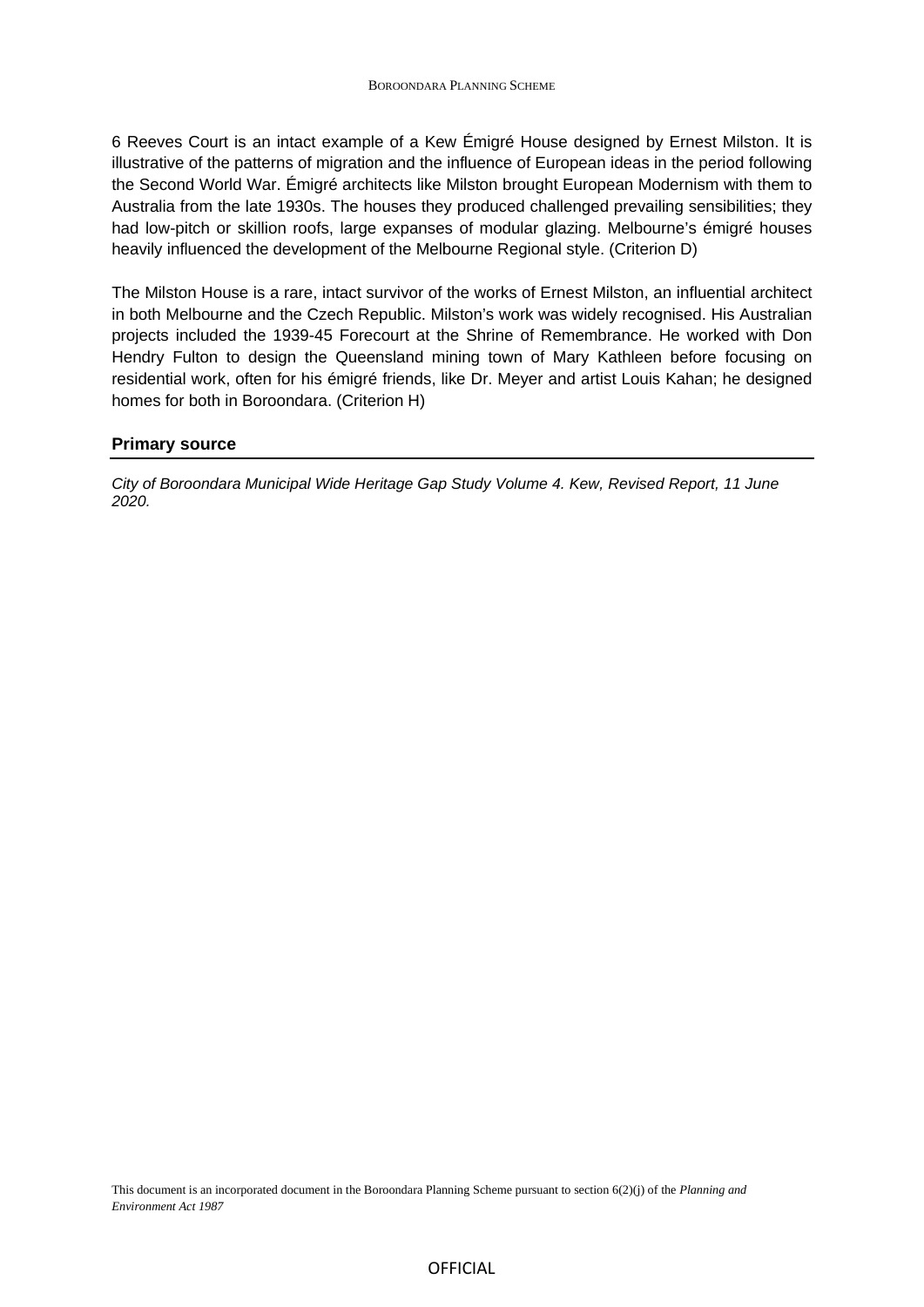6 Reeves Court is an intact example of a Kew Émigré House designed by Ernest Milston. It is illustrative of the patterns of migration and the influence of European ideas in the period following the Second World War. Émigré architects like Milston brought European Modernism with them to Australia from the late 1930s. The houses they produced challenged prevailing sensibilities; they had low-pitch or skillion roofs, large expanses of modular glazing. Melbourne's émigré houses heavily influenced the development of the Melbourne Regional style. (Criterion D)

The Milston House is a rare, intact survivor of the works of Ernest Milston, an influential architect in both Melbourne and the Czech Republic. Milston's work was widely recognised. His Australian projects included the 1939-45 Forecourt at the Shrine of Remembrance. He worked with Don Hendry Fulton to design the Queensland mining town of Mary Kathleen before focusing on residential work, often for his émigré friends, like Dr. Meyer and artist Louis Kahan; he designed homes for both in Boroondara. (Criterion H)

### Primary source

*City of Boroondara Municipal Wide Heritage Gap Study Volume 4. Kew, Revised Report, 11 June 2020.*

This document is an incorporated document in the Boroondara Planning Scheme pursuant to section 6(2)(j) of the *Planning and Environment Act 1987*